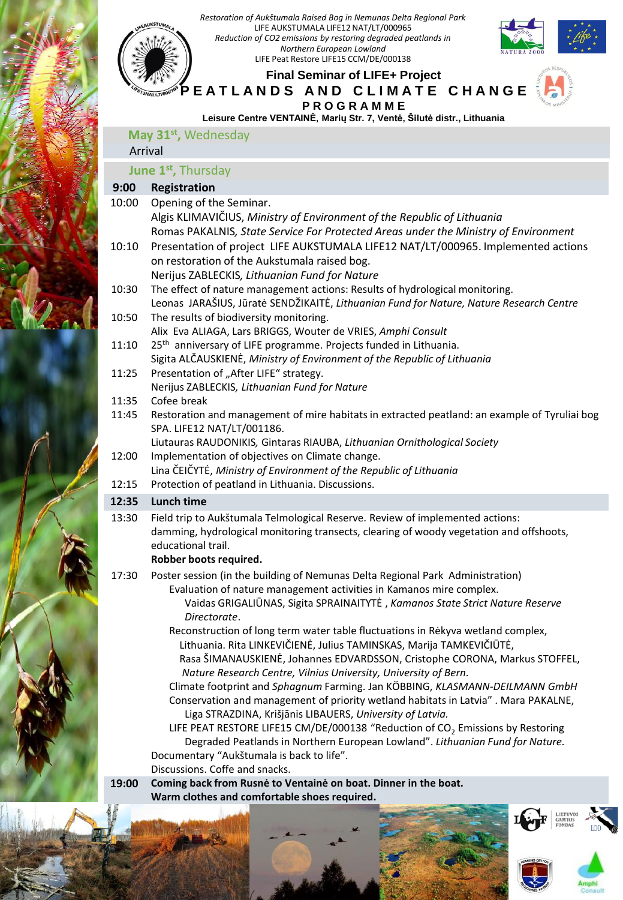*Restoration of Aukštumala Raised Bog in Nemunas Delta Regional Park*
LIFE AUKSTUMALA LIFE12 NAT/LT/000965
*Reduction of CO2 emissions by restoring degraded peatlands in Northern European Lowland*
LIFE Peat Restore LIFE15 CCM/DE/000138

**Final Seminar of LIFE+ Project**

# PEATLANDS AND CLIMATE CHANGE

## PROGRAMME

**Leisure Centre VENTAINĖ, Marių Str. 7, Ventė, Šilutė distr., Lithuania**

### May 31st, Wednesday

Arrival

### June 1st, Thursday

**9:00 Registration**

10:00 Opening of the Seminar.
Algis KLIMAVIČIUS, *Ministry of Environment of the Republic of Lithuania*
Romas PAKALNIS, *State Service For Protected Areas under the Ministry of Environment*

10:10 Presentation of project LIFE AUKSTUMALA LIFE12 NAT/LT/000965. Implemented actions on restoration of the Aukstumala raised bog.
Nerijus ZABLECKIS, *Lithuanian Fund for Nature*

10:30 The effect of nature management actions: Results of hydrological monitoring.
Leonas JARAŠIUS, Jūratė SENDŽIKAITĖ, *Lithuanian Fund for Nature, Nature Research Centre*

10:50 The results of biodiversity monitoring.
Alix Eva ALIAGA, Lars BRIGGS, Wouter de VRIES, *Amphi Consult*

11:10 25th anniversary of LIFE programme. Projects funded in Lithuania.
Sigita ALČAUSKIENĖ, *Ministry of Environment of the Republic of Lithuania*

11:25 Presentation of „After LIFE" strategy.
Nerijus ZABLECKIS, *Lithuanian Fund for Nature*

11:35 Cofee break

11:45 Restoration and management of mire habitats in extracted peatland: an example of Tyruliai bog SPA. LIFE12 NAT/LT/001186.
Liutauras RAUDONIKIS, Gintaras RIAUBA, *Lithuanian Ornithological Society*

12:00 Implementation of objectives on Climate change.
Lina ČEIČYTĖ, *Ministry of Environment of the Republic of Lithuania*

12:15 Protection of peatland in Lithuania. Discussions.

**12:35 Lunch time**

13:30 Field trip to Aukštumala Telmological Reserve. Review of implemented actions: damming, hydrological monitoring transects, clearing of woody vegetation and offshoots, educational trail.
**Robber boots required.**

17:30 Poster session (in the building of Nemunas Delta Regional Park Administration)

- Evaluation of nature management activities in Kamanos mire complex.
  Vaidas GRIGALIŪNAS, Sigita SPRAINAITYTĖ , *Kamanos State Strict Nature Reserve Directorate*.
- Reconstruction of long term water table fluctuations in Rėkyva wetland complex, Lithuania. Rita LINKEVIČIENĖ, Julius TAMINSKAS, Marija TAMKEVIČIŪTĖ, Rasa ŠIMANAUSKIENĖ, Johannes EDVARDSSON, Cristophe CORONA, Markus STOFFEL, *Nature Research Centre, Vilnius University, University of Bern.*
- Climate footprint and *Sphagnum* Farming. Jan KÖBBING, *KLASMANN-DEILMANN GmbH*
- Conservation and management of priority wetland habitats in Latvia" . Mara PAKALNE, Liga STRAZDINA, Krišjānis LIBAUERS, *University of Latvia.*
- LIFE PEAT RESTORE LIFE15 CM/DE/000138 "Reduction of $CO_2$ Emissions by Restoring Degraded Peatlands in Northern European Lowland". *Lithuanian Fund for Nature.*

Documentary "Aukštumala is back to life".
Discussions. Coffe and snacks.

**19:00 Coming back from Rusnė to Ventainė on boat. Dinner in the boat.**
**Warm clothes and comfortable shoes required.**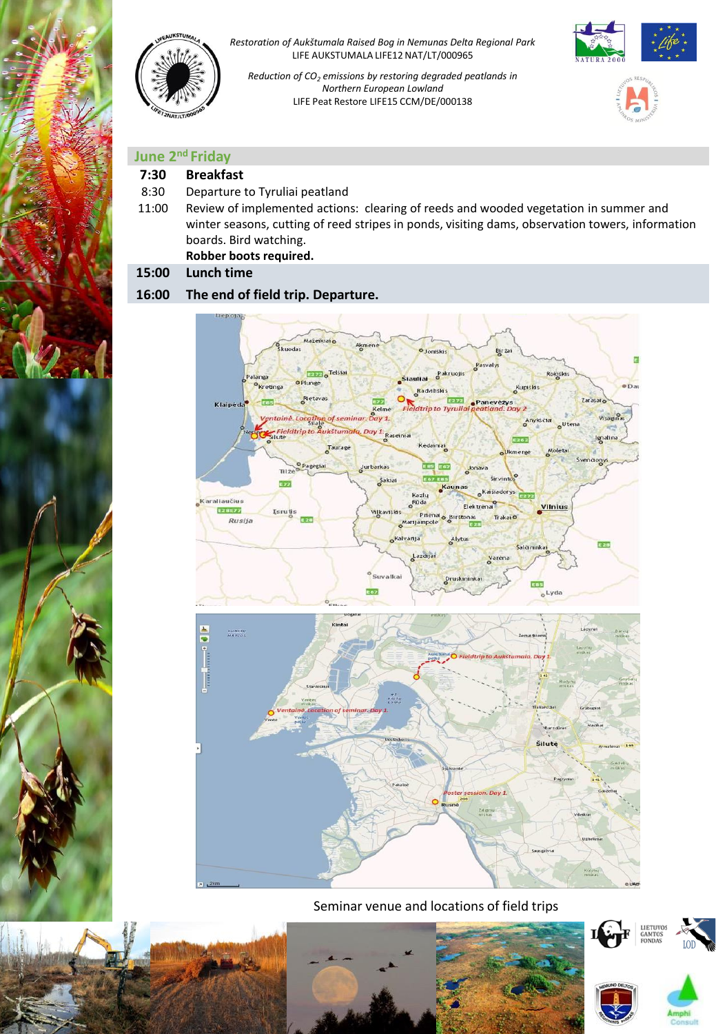*Restoration of Aukštumala Raised Bog in Nemunas Delta Regional Park*
LIFE AUKSTUMALA LIFE12 NAT/LT/000965

*Reduction of $CO_2$ emissions by restoring degraded peatlands in Northern European Lowland*
LIFE Peat Restore LIFE15 CCM/DE/000138

## June 2[nd] Friday

| | |
|---|---|
| **7:30** | **Breakfast** |
| 8:30 | Departure to Tyruliai peatland |
| 11:00 | Review of implemented actions: clearing of reeds and wooded vegetation in summer and winter seasons, cutting of reed stripes in ponds, visiting dams, observation towers, information boards. Bird watching. **Robber boots required.** |
| **15:00** | **Lunch time** |
| **16:00** | **The end of field trip. Departure.** |

Fieldtrip to Tyruliai peatland. Day 2
Ventainė. Location of seminar. Day 1.
Fieldtrip to Aukštumala. Day 1.

Fieldtrip to Aukštumala. Day 1.
Ventainė. Location of seminar. Day 1.
Poster session. Day 1.

Seminar venue and locations of field trips